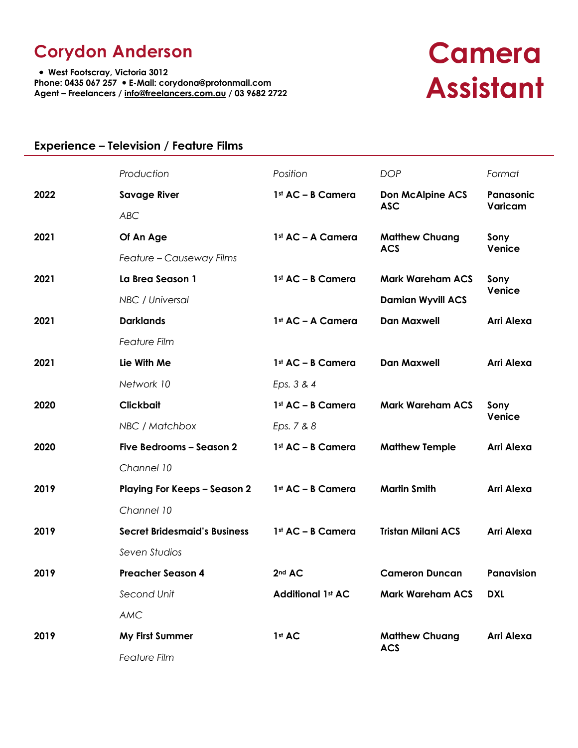# Corydon Anderson

- West Footscray, Victoria 3012

Phone: 0435 067 257 • E-Mail: corydona@protonmail.com
Agent – Freelancers / info@freelancers.com.au / 03 9682 2722

# Camera Assistant

## Experience – Television / Feature Films

| | *Production* | *Position* | *DOP* | *Format* |
|---|---|---|---|---|
| **2022** | **Savage River**<br>*ABC* | **1st AC – B Camera** | **Don McAlpine ACS ASC** | **Panasonic Varicam** |
| **2021** | **Of An Age**<br>*Feature – Causeway Films* | **1st AC – A Camera** | **Matthew Chuang ACS** | **Sony Venice** |
| **2021** | **La Brea Season 1**<br>*NBC / Universal* | **1st AC – B Camera** | **Mark Wareham ACS**<br>**Damian Wyvill ACS** | **Sony Venice** |
| **2021** | **Darklands**<br>*Feature Film* | **1st AC – A Camera** | **Dan Maxwell** | **Arri Alexa** |
| **2021** | **Lie With Me**<br>*Network 10* | **1st AC – B Camera**<br>*Eps. 3 & 4* | **Dan Maxwell** | **Arri Alexa** |
| **2020** | **Clickbait**<br>*NBC / Matchbox* | **1st AC – B Camera**<br>*Eps. 7 & 8* | **Mark Wareham ACS** | **Sony Venice** |
| **2020** | **Five Bedrooms – Season 2**<br>*Channel 10* | **1st AC – B Camera** | **Matthew Temple** | **Arri Alexa** |
| **2019** | **Playing For Keeps – Season 2**<br>*Channel 10* | **1st AC – B Camera** | **Martin Smith** | **Arri Alexa** |
| **2019** | **Secret Bridesmaid's Business**<br>*Seven Studios* | **1st AC – B Camera** | **Tristan Milani ACS** | **Arri Alexa** |
| **2019** | **Preacher Season 4**<br>*Second Unit*<br>*AMC* | **2nd AC**<br>**Additional 1st AC** | **Cameron Duncan**<br>**Mark Wareham ACS** | **Panavision**<br>**DXL** |
| **2019** | **My First Summer**<br>*Feature Film* | **1st AC** | **Matthew Chuang ACS** | **Arri Alexa** |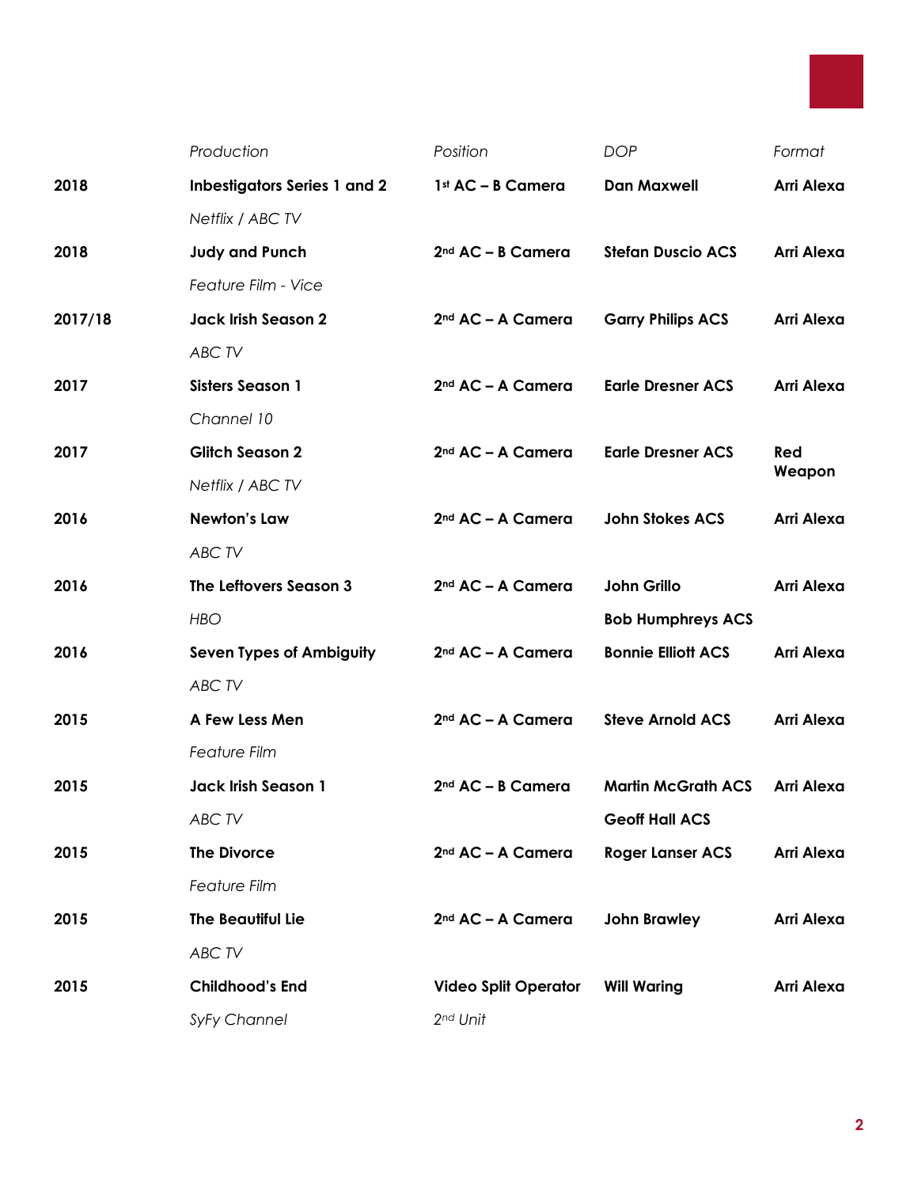| | *Production* | *Position* | *DOP* | *Format* |
|---|---|---|---|---|
| **2018** | **Inbestigators Series 1 and 2**<br>*Netflix / ABC TV* | **1st AC – B Camera** | **Dan Maxwell** | **Arri Alexa** |
| **2018** | **Judy and Punch**<br>*Feature Film - Vice* | **2nd AC – B Camera** | **Stefan Duscio ACS** | **Arri Alexa** |
| **2017/18** | **Jack Irish Season 2**<br>*ABC TV* | **2nd AC – A Camera** | **Garry Philips ACS** | **Arri Alexa** |
| **2017** | **Sisters Season 1**<br>*Channel 10* | **2nd AC – A Camera** | **Earle Dresner ACS** | **Arri Alexa** |
| **2017** | **Glitch Season 2**<br>*Netflix / ABC TV* | **2nd AC – A Camera** | **Earle Dresner ACS** | **Red Weapon** |
| **2016** | **Newton's Law**<br>*ABC TV* | **2nd AC – A Camera** | **John Stokes ACS** | **Arri Alexa** |
| **2016** | **The Leftovers Season 3**<br>*HBO* | **2nd AC – A Camera** | **John Grillo**<br>**Bob Humphreys ACS** | **Arri Alexa** |
| **2016** | **Seven Types of Ambiguity**<br>*ABC TV* | **2nd AC – A Camera** | **Bonnie Elliott ACS** | **Arri Alexa** |
| **2015** | **A Few Less Men**<br>*Feature Film* | **2nd AC – A Camera** | **Steve Arnold ACS** | **Arri Alexa** |
| **2015** | **Jack Irish Season 1**<br>*ABC TV* | **2nd AC – B Camera** | **Martin McGrath ACS**<br>**Geoff Hall ACS** | **Arri Alexa** |
| **2015** | **The Divorce**<br>*Feature Film* | **2nd AC – A Camera** | **Roger Lanser ACS** | **Arri Alexa** |
| **2015** | **The Beautiful Lie**<br>*ABC TV* | **2nd AC – A Camera** | **John Brawley** | **Arri Alexa** |
| **2015** | **Childhood's End**<br>*SyFy Channel* | **Video Split Operator**<br>*2nd Unit* | **Will Waring** | **Arri Alexa** |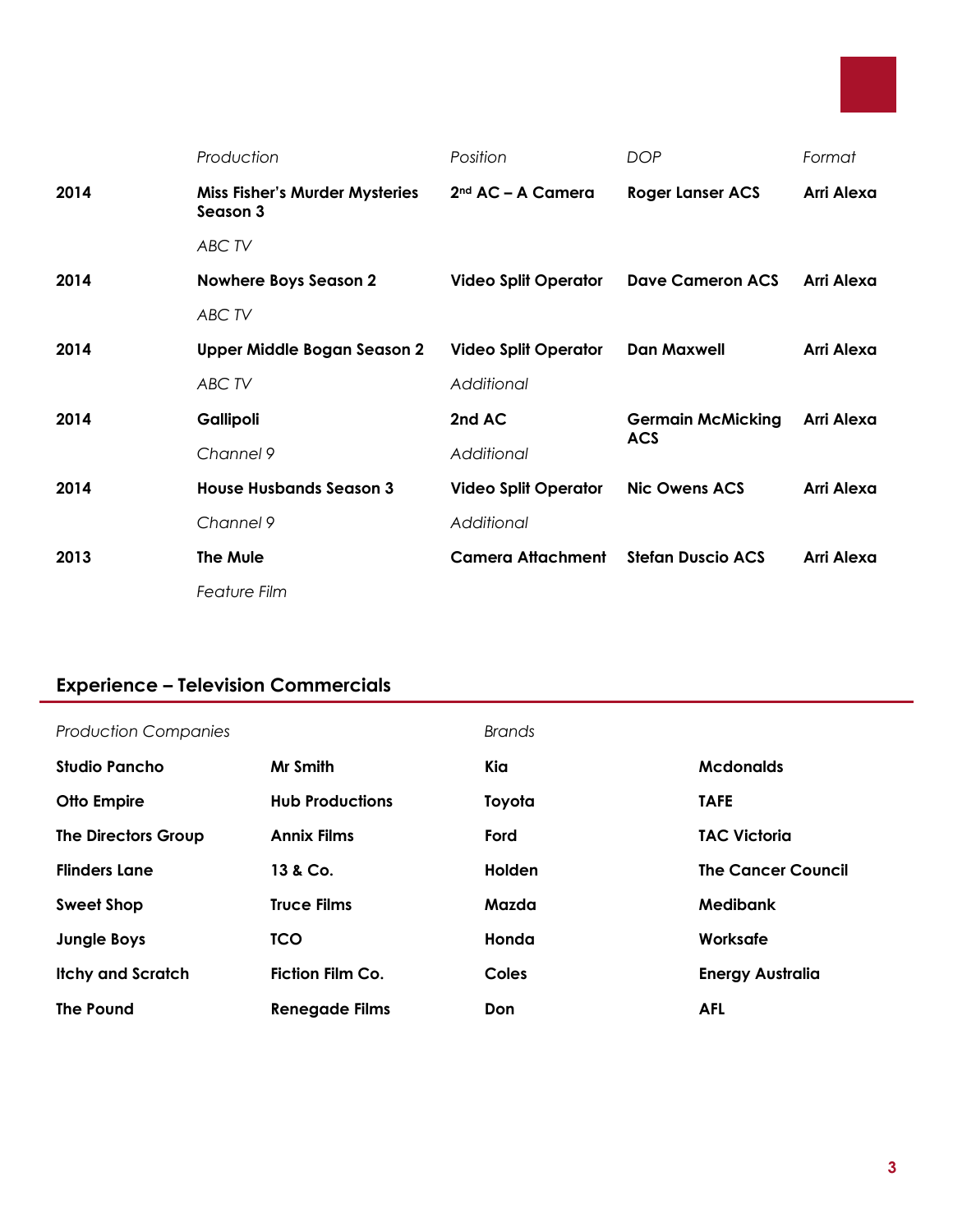| | *Production* | *Position* | *DOP* | *Format* |
|---|---|---|---|---|
| **2014** | **Miss Fisher's Murder Mysteries Season 3**<br>*ABC TV* | **2nd AC – A Camera** | **Roger Lanser ACS** | **Arri Alexa** |
| **2014** | **Nowhere Boys Season 2**<br>*ABC TV* | **Video Split Operator** | **Dave Cameron ACS** | **Arri Alexa** |
| **2014** | **Upper Middle Bogan Season 2**<br>*ABC TV* | **Video Split Operator**<br>*Additional* | **Dan Maxwell** | **Arri Alexa** |
| **2014** | **Gallipoli**<br>*Channel 9* | **2nd AC**<br>*Additional* | **Germain McMicking ACS** | **Arri Alexa** |
| **2014** | **House Husbands Season 3**<br>*Channel 9* | **Video Split Operator**<br>*Additional* | **Nic Owens ACS** | **Arri Alexa** |
| **2013** | **The Mule**<br>*Feature Film* | **Camera Attachment** | **Stefan Duscio ACS** | **Arri Alexa** |

## Experience – Television Commercials

| *Production Companies* | | *Brands* | |
|---|---|---|---|
| **Studio Pancho** | **Mr Smith** | **Kia** | **Mcdonalds** |
| **Otto Empire** | **Hub Productions** | **Toyota** | **TAFE** |
| **The Directors Group** | **Annix Films** | **Ford** | **TAC Victoria** |
| **Flinders Lane** | **13 & Co.** | **Holden** | **The Cancer Council** |
| **Sweet Shop** | **Truce Films** | **Mazda** | **Medibank** |
| **Jungle Boys** | **TCO** | **Honda** | **Worksafe** |
| **Itchy and Scratch** | **Fiction Film Co.** | **Coles** | **Energy Australia** |
| **The Pound** | **Renegade Films** | **Don** | **AFL** |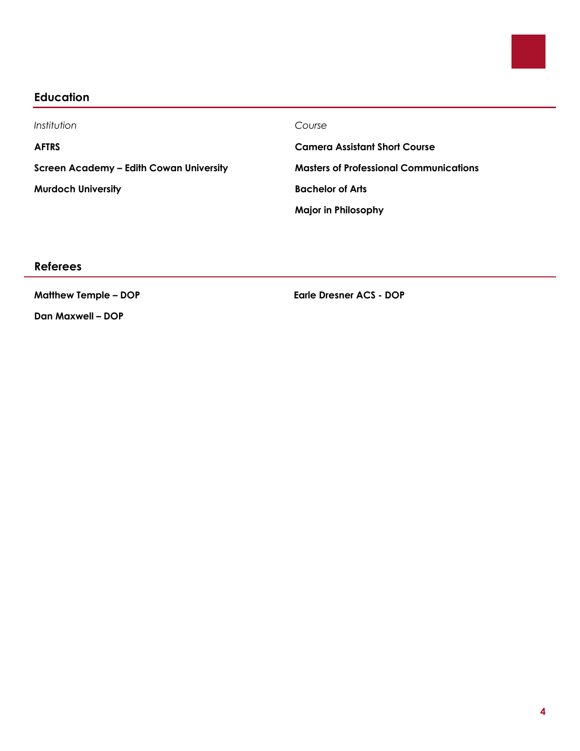## Education

| *Institution* | *Course* |
| --- | --- |
| **AFTRS** | **Camera Assistant Short Course** |
| **Screen Academy – Edith Cowan University** | **Masters of Professional Communications** |
| **Murdoch University** | **Bachelor of Arts** |
| | **Major in Philosophy** |

## Referees

**Matthew Temple – DOP**

**Dan Maxwell – DOP**

**Earle Dresner ACS - DOP**